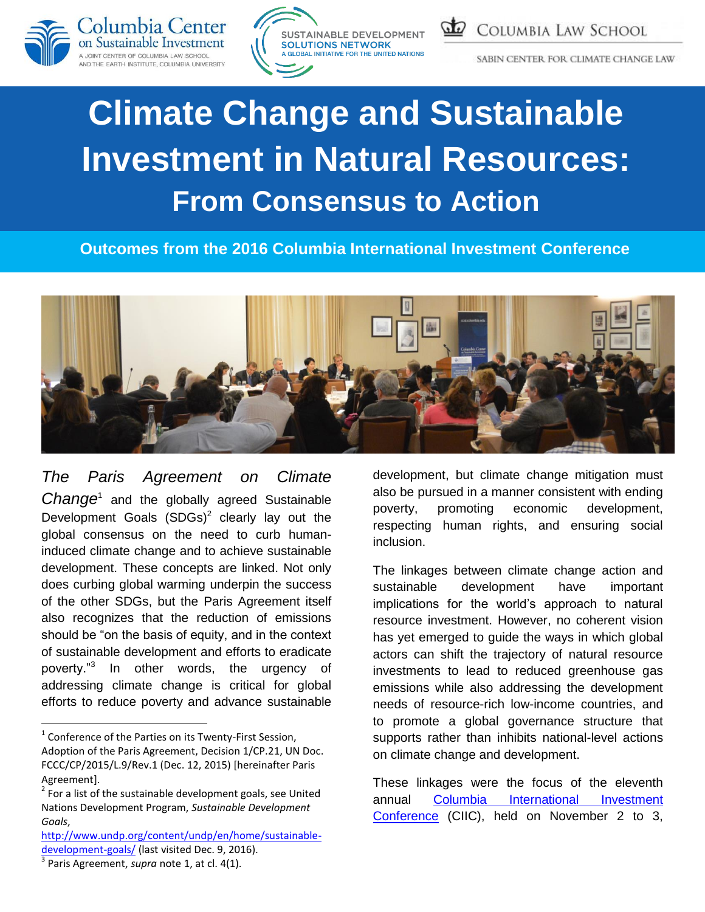Columbia Center on Sustainable Investment
A JOINT CENTER OF COLUMBIA LAW SCHOOL AND THE EARTH INSTITUTE, COLUMBIA UNIVERSITY

SUSTAINABLE DEVELOPMENT SOLUTIONS NETWORK
A GLOBAL INITIATIVE FOR THE UNITED NATIONS

COLUMBIA LAW SCHOOL
SABIN CENTER FOR CLIMATE CHANGE LAW

# Climate Change and Sustainable Investment in Natural Resources:

## From Consensus to Action

### Outcomes from the 2016 Columbia International Investment Conference

*The Paris Agreement on Climate Change*[1] and the globally agreed Sustainable Development Goals (SDGs)[2] clearly lay out the global consensus on the need to curb human-induced climate change and to achieve sustainable development. These concepts are linked. Not only does curbing global warming underpin the success of the other SDGs, but the Paris Agreement itself also recognizes that the reduction of emissions should be "on the basis of equity, and in the context of sustainable development and efforts to eradicate poverty."[3] In other words, the urgency of addressing climate change is critical for global efforts to reduce poverty and advance sustainable development, but climate change mitigation must also be pursued in a manner consistent with ending poverty, promoting economic development, respecting human rights, and ensuring social inclusion.

The linkages between climate change action and sustainable development have important implications for the world's approach to natural resource investment. However, no coherent vision has yet emerged to guide the ways in which global actors can shift the trajectory of natural resource investments to lead to reduced greenhouse gas emissions while also addressing the development needs of resource-rich low-income countries, and to promote a global governance structure that supports rather than inhibits national-level actions on climate change and development.

These linkages were the focus of the eleventh annual [Columbia International Investment Conference](#) (CIIC), held on November 2 to 3,

---

[1] Conference of the Parties on its Twenty-First Session, Adoption of the Paris Agreement, Decision 1/CP.21, UN Doc. FCCC/CP/2015/L.9/Rev.1 (Dec. 12, 2015) [hereinafter Paris Agreement].

[2] For a list of the sustainable development goals, see United Nations Development Program, *Sustainable Development Goals*, http://www.undp.org/content/undp/en/home/sustainable-development-goals/ (last visited Dec. 9, 2016).

[3] Paris Agreement, *supra* note 1, at cl. 4(1).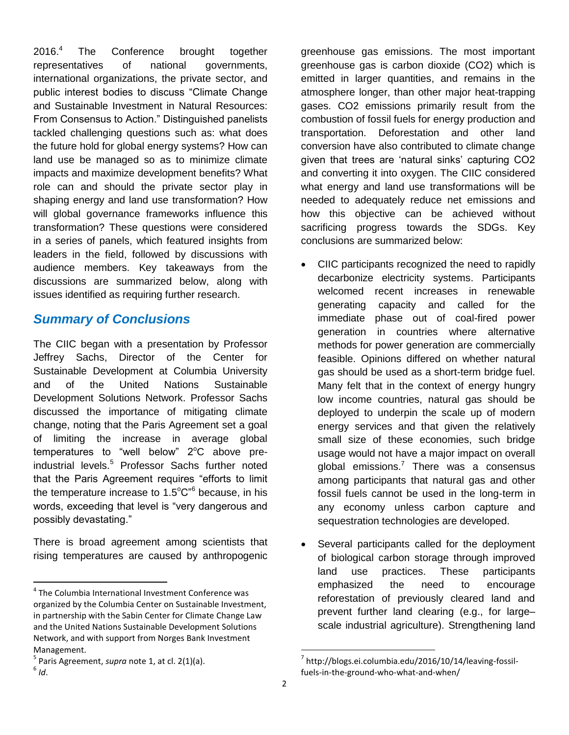2016.[4] The Conference brought together representatives of national governments, international organizations, the private sector, and public interest bodies to discuss "Climate Change and Sustainable Investment in Natural Resources: From Consensus to Action." Distinguished panelists tackled challenging questions such as: what does the future hold for global energy systems? How can land use be managed so as to minimize climate impacts and maximize development benefits? What role can and should the private sector play in shaping energy and land use transformation? How will global governance frameworks influence this transformation? These questions were considered in a series of panels, which featured insights from leaders in the field, followed by discussions with audience members. Key takeaways from the discussions are summarized below, along with issues identified as requiring further research.

## *Summary of Conclusions*

The CIIC began with a presentation by Professor Jeffrey Sachs, Director of the Center for Sustainable Development at Columbia University and of the United Nations Sustainable Development Solutions Network. Professor Sachs discussed the importance of mitigating climate change, noting that the Paris Agreement set a goal of limiting the increase in average global temperatures to "well below" 2°C above pre-industrial levels.[5] Professor Sachs further noted that the Paris Agreement requires "efforts to limit the temperature increase to 1.5°C"[6] because, in his words, exceeding that level is "very dangerous and possibly devastating."

There is broad agreement among scientists that rising temperatures are caused by anthropogenic greenhouse gas emissions. The most important greenhouse gas is carbon dioxide ($CO_2$) which is emitted in larger quantities, and remains in the atmosphere longer, than other major heat-trapping gases. $CO_2$ emissions primarily result from the combustion of fossil fuels for energy production and transportation. Deforestation and other land conversion have also contributed to climate change given that trees are 'natural sinks' capturing $CO_2$ and converting it into oxygen. The CIIC considered what energy and land use transformations will be needed to adequately reduce net emissions and how this objective can be achieved without sacrificing progress towards the SDGs. Key conclusions are summarized below:

- CIIC participants recognized the need to rapidly decarbonize electricity systems. Participants welcomed recent increases in renewable generating capacity and called for the immediate phase out of coal-fired power generation in countries where alternative methods for power generation are commercially feasible. Opinions differed on whether natural gas should be used as a short-term bridge fuel. Many felt that in the context of energy hungry low income countries, natural gas should be deployed to underpin the scale up of modern energy services and that given the relatively small size of these economies, such bridge usage would not have a major impact on overall global emissions.[7] There was a consensus among participants that natural gas and other fossil fuels cannot be used in the long-term in any economy unless carbon capture and sequestration technologies are developed.
- Several participants called for the deployment of biological carbon storage through improved land use practices. These participants emphasized the need to encourage reforestation of previously cleared land and prevent further land clearing (e.g., for large–scale industrial agriculture). Strengthening land

---

[4] The Columbia International Investment Conference was organized by the Columbia Center on Sustainable Investment, in partnership with the Sabin Center for Climate Change Law and the United Nations Sustainable Development Solutions Network, and with support from Norges Bank Investment Management.

[5] Paris Agreement, *supra* note 1, at cl. 2(1)(a).

[6] *Id*.

[7] http://blogs.ei.columbia.edu/2016/10/14/leaving-fossil-fuels-in-the-ground-who-what-and-when/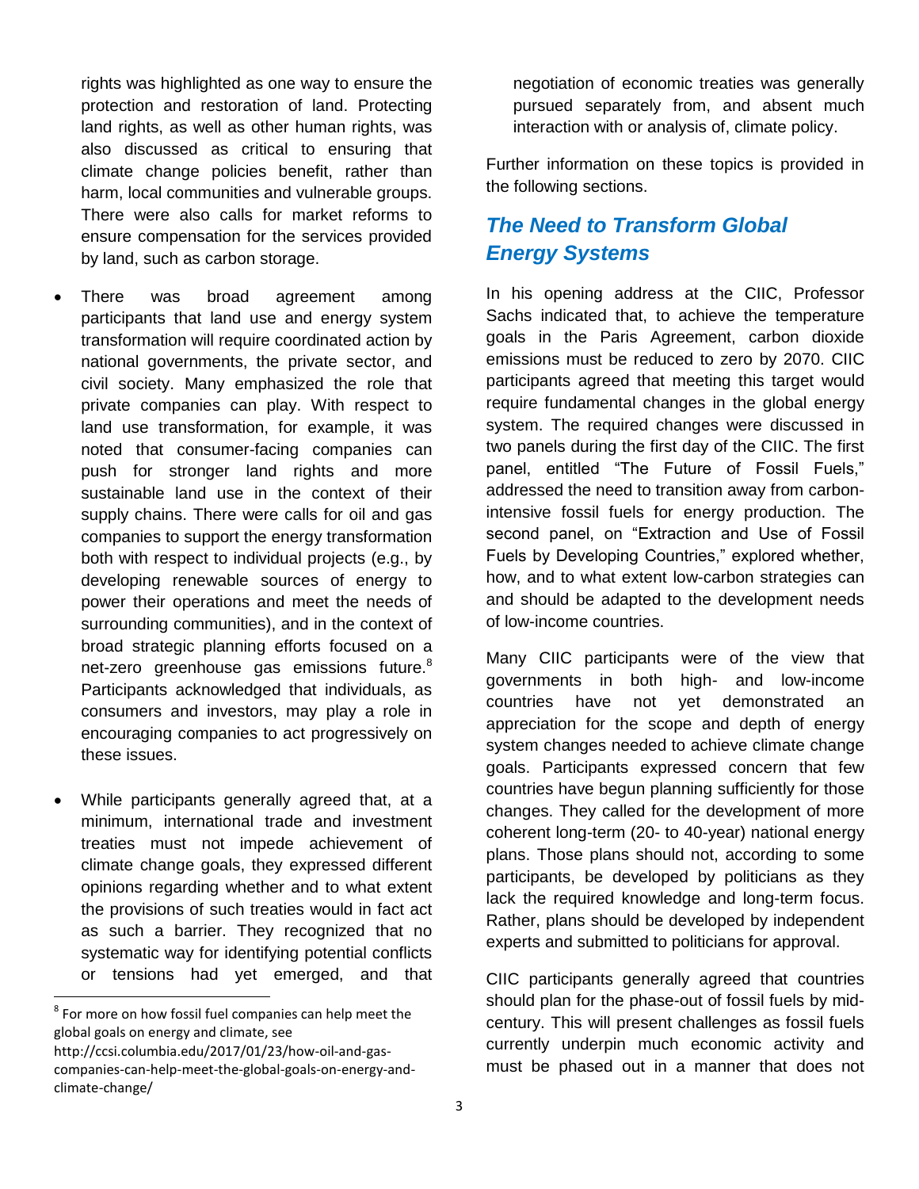rights was highlighted as one way to ensure the protection and restoration of land. Protecting land rights, as well as other human rights, was also discussed as critical to ensuring that climate change policies benefit, rather than harm, local communities and vulnerable groups. There were also calls for market reforms to ensure compensation for the services provided by land, such as carbon storage.

- There was broad agreement among participants that land use and energy system transformation will require coordinated action by national governments, the private sector, and civil society. Many emphasized the role that private companies can play. With respect to land use transformation, for example, it was noted that consumer-facing companies can push for stronger land rights and more sustainable land use in the context of their supply chains. There were calls for oil and gas companies to support the energy transformation both with respect to individual projects (e.g., by developing renewable sources of energy to power their operations and meet the needs of surrounding communities), and in the context of broad strategic planning efforts focused on a net-zero greenhouse gas emissions future.[8] Participants acknowledged that individuals, as consumers and investors, may play a role in encouraging companies to act progressively on these issues.

- While participants generally agreed that, at a minimum, international trade and investment treaties must not impede achievement of climate change goals, they expressed different opinions regarding whether and to what extent the provisions of such treaties would in fact act as such a barrier. They recognized that no systematic way for identifying potential conflicts or tensions had yet emerged, and that negotiation of economic treaties was generally pursued separately from, and absent much interaction with or analysis of, climate policy.

Further information on these topics is provided in the following sections.

## *The Need to Transform Global Energy Systems*

In his opening address at the CIIC, Professor Sachs indicated that, to achieve the temperature goals in the Paris Agreement, carbon dioxide emissions must be reduced to zero by 2070. CIIC participants agreed that meeting this target would require fundamental changes in the global energy system. The required changes were discussed in two panels during the first day of the CIIC. The first panel, entitled "The Future of Fossil Fuels," addressed the need to transition away from carbon-intensive fossil fuels for energy production. The second panel, on "Extraction and Use of Fossil Fuels by Developing Countries," explored whether, how, and to what extent low-carbon strategies can and should be adapted to the development needs of low-income countries.

Many CIIC participants were of the view that governments in both high- and low-income countries have not yet demonstrated an appreciation for the scope and depth of energy system changes needed to achieve climate change goals. Participants expressed concern that few countries have begun planning sufficiently for those changes. They called for the development of more coherent long-term (20- to 40-year) national energy plans. Those plans should not, according to some participants, be developed by politicians as they lack the required knowledge and long-term focus. Rather, plans should be developed by independent experts and submitted to politicians for approval.

CIIC participants generally agreed that countries should plan for the phase-out of fossil fuels by mid-century. This will present challenges as fossil fuels currently underpin much economic activity and must be phased out in a manner that does not

---

[8] For more on how fossil fuel companies can help meet the global goals on energy and climate, see http://ccsi.columbia.edu/2017/01/23/how-oil-and-gas-companies-can-help-meet-the-global-goals-on-energy-and-climate-change/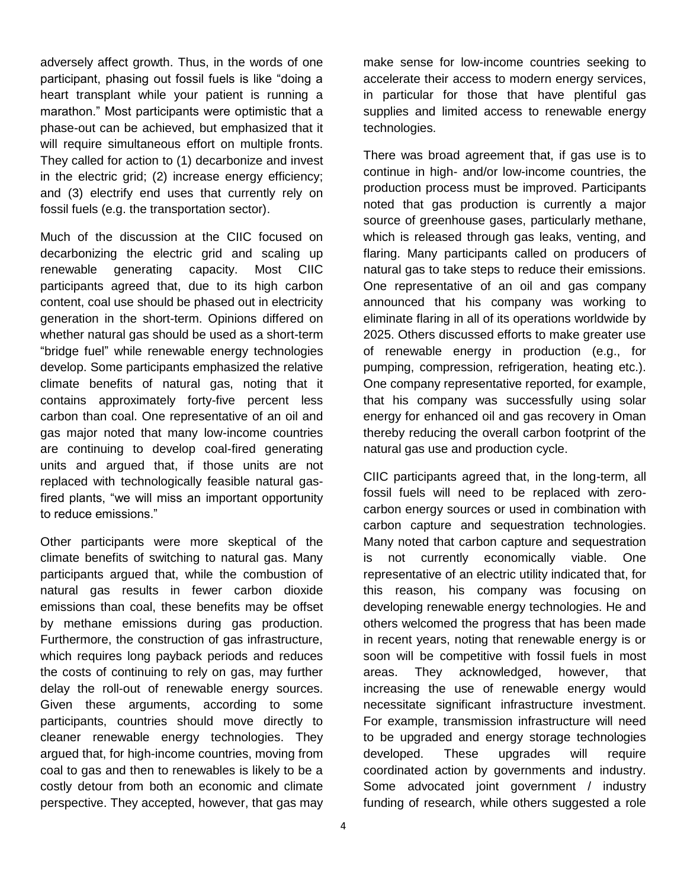adversely affect growth. Thus, in the words of one participant, phasing out fossil fuels is like "doing a heart transplant while your patient is running a marathon." Most participants were optimistic that a phase-out can be achieved, but emphasized that it will require simultaneous effort on multiple fronts. They called for action to (1) decarbonize and invest in the electric grid; (2) increase energy efficiency; and (3) electrify end uses that currently rely on fossil fuels (e.g. the transportation sector).

Much of the discussion at the CIIC focused on decarbonizing the electric grid and scaling up renewable generating capacity. Most CIIC participants agreed that, due to its high carbon content, coal use should be phased out in electricity generation in the short-term. Opinions differed on whether natural gas should be used as a short-term "bridge fuel" while renewable energy technologies develop. Some participants emphasized the relative climate benefits of natural gas, noting that it contains approximately forty-five percent less carbon than coal. One representative of an oil and gas major noted that many low-income countries are continuing to develop coal-fired generating units and argued that, if those units are not replaced with technologically feasible natural gas-fired plants, "we will miss an important opportunity to reduce emissions."

Other participants were more skeptical of the climate benefits of switching to natural gas. Many participants argued that, while the combustion of natural gas results in fewer carbon dioxide emissions than coal, these benefits may be offset by methane emissions during gas production. Furthermore, the construction of gas infrastructure, which requires long payback periods and reduces the costs of continuing to rely on gas, may further delay the roll-out of renewable energy sources. Given these arguments, according to some participants, countries should move directly to cleaner renewable energy technologies. They argued that, for high-income countries, moving from coal to gas and then to renewables is likely to be a costly detour from both an economic and climate perspective. They accepted, however, that gas may make sense for low-income countries seeking to accelerate their access to modern energy services, in particular for those that have plentiful gas supplies and limited access to renewable energy technologies.

There was broad agreement that, if gas use is to continue in high- and/or low-income countries, the production process must be improved. Participants noted that gas production is currently a major source of greenhouse gases, particularly methane, which is released through gas leaks, venting, and flaring. Many participants called on producers of natural gas to take steps to reduce their emissions. One representative of an oil and gas company announced that his company was working to eliminate flaring in all of its operations worldwide by 2025. Others discussed efforts to make greater use of renewable energy in production (e.g., for pumping, compression, refrigeration, heating etc.). One company representative reported, for example, that his company was successfully using solar energy for enhanced oil and gas recovery in Oman thereby reducing the overall carbon footprint of the natural gas use and production cycle.

CIIC participants agreed that, in the long-term, all fossil fuels will need to be replaced with zero-carbon energy sources or used in combination with carbon capture and sequestration technologies. Many noted that carbon capture and sequestration is not currently economically viable. One representative of an electric utility indicated that, for this reason, his company was focusing on developing renewable energy technologies. He and others welcomed the progress that has been made in recent years, noting that renewable energy is or soon will be competitive with fossil fuels in most areas. They acknowledged, however, that increasing the use of renewable energy would necessitate significant infrastructure investment. For example, transmission infrastructure will need to be upgraded and energy storage technologies developed. These upgrades will require coordinated action by governments and industry. Some advocated joint government / industry funding of research, while others suggested a role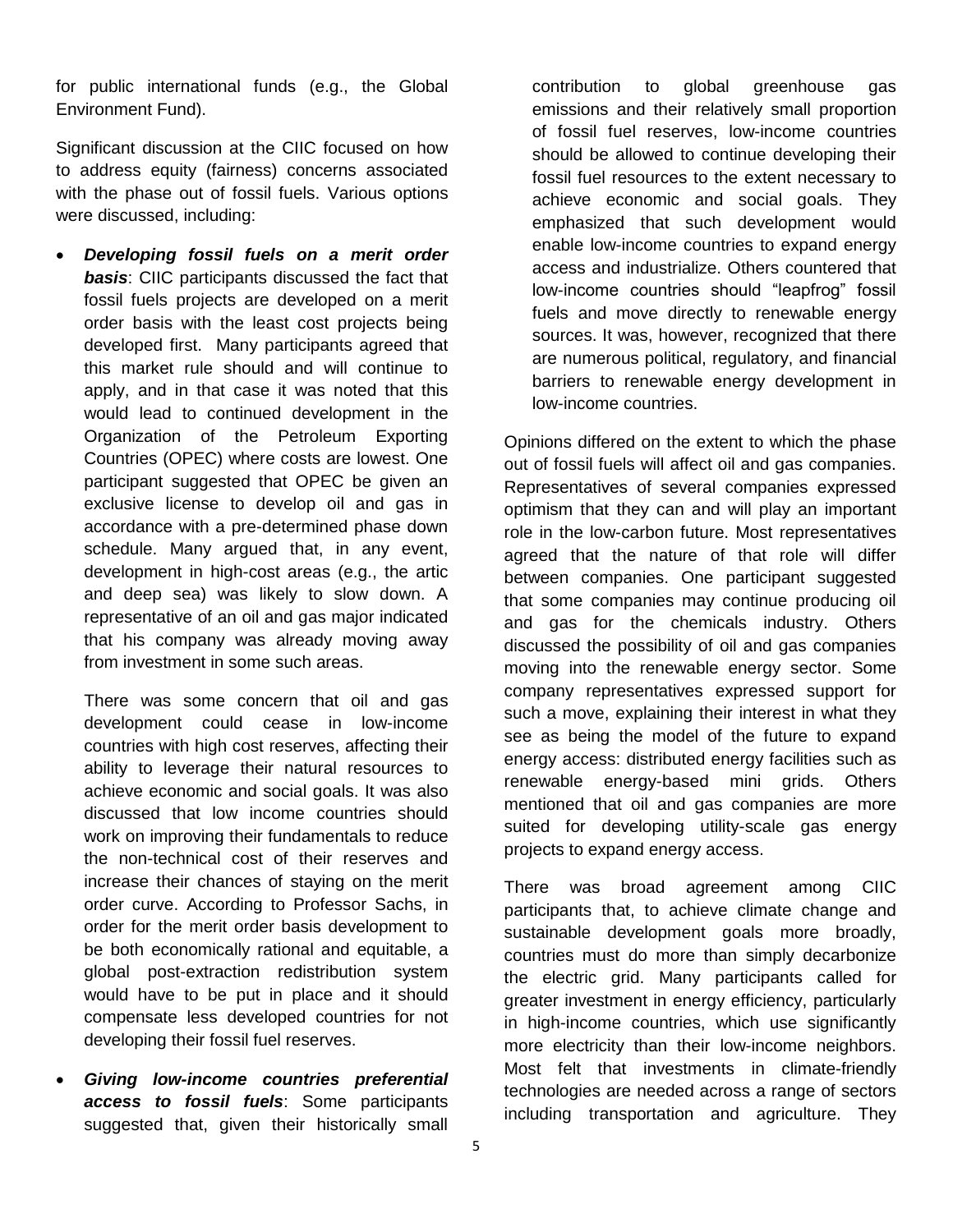for public international funds (e.g., the Global Environment Fund).

Significant discussion at the CIIC focused on how to address equity (fairness) concerns associated with the phase out of fossil fuels. Various options were discussed, including:

- ***Developing fossil fuels on a merit order basis***: CIIC participants discussed the fact that fossil fuels projects are developed on a merit order basis with the least cost projects being developed first. Many participants agreed that this market rule should and will continue to apply, and in that case it was noted that this would lead to continued development in the Organization of the Petroleum Exporting Countries (OPEC) where costs are lowest. One participant suggested that OPEC be given an exclusive license to develop oil and gas in accordance with a pre-determined phase down schedule. Many argued that, in any event, development in high-cost areas (e.g., the artic and deep sea) was likely to slow down. A representative of an oil and gas major indicated that his company was already moving away from investment in some such areas.

  There was some concern that oil and gas development could cease in low-income countries with high cost reserves, affecting their ability to leverage their natural resources to achieve economic and social goals. It was also discussed that low income countries should work on improving their fundamentals to reduce the non-technical cost of their reserves and increase their chances of staying on the merit order curve. According to Professor Sachs, in order for the merit order basis development to be both economically rational and equitable, a global post-extraction redistribution system would have to be put in place and it should compensate less developed countries for not developing their fossil fuel reserves.

- ***Giving low-income countries preferential access to fossil fuels***: Some participants suggested that, given their historically small contribution to global greenhouse gas emissions and their relatively small proportion of fossil fuel reserves, low-income countries should be allowed to continue developing their fossil fuel resources to the extent necessary to achieve economic and social goals. They emphasized that such development would enable low-income countries to expand energy access and industrialize. Others countered that low-income countries should "leapfrog" fossil fuels and move directly to renewable energy sources. It was, however, recognized that there are numerous political, regulatory, and financial barriers to renewable energy development in low-income countries.

Opinions differed on the extent to which the phase out of fossil fuels will affect oil and gas companies. Representatives of several companies expressed optimism that they can and will play an important role in the low-carbon future. Most representatives agreed that the nature of that role will differ between companies. One participant suggested that some companies may continue producing oil and gas for the chemicals industry. Others discussed the possibility of oil and gas companies moving into the renewable energy sector. Some company representatives expressed support for such a move, explaining their interest in what they see as being the model of the future to expand energy access: distributed energy facilities such as renewable energy-based mini grids. Others mentioned that oil and gas companies are more suited for developing utility-scale gas energy projects to expand energy access.

There was broad agreement among CIIC participants that, to achieve climate change and sustainable development goals more broadly, countries must do more than simply decarbonize the electric grid. Many participants called for greater investment in energy efficiency, particularly in high-income countries, which use significantly more electricity than their low-income neighbors. Most felt that investments in climate-friendly technologies are needed across a range of sectors including transportation and agriculture. They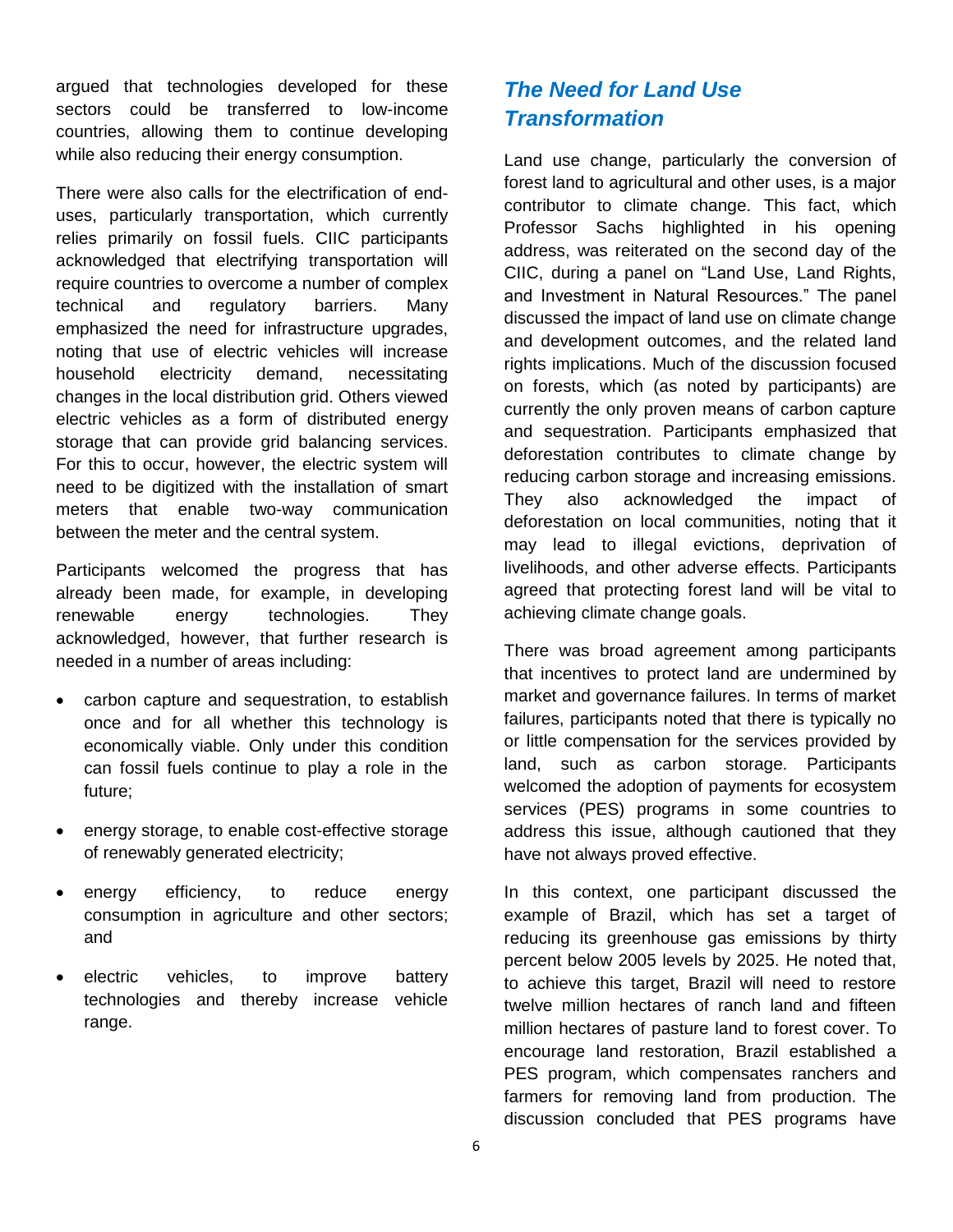argued that technologies developed for these sectors could be transferred to low-income countries, allowing them to continue developing while also reducing their energy consumption.

There were also calls for the electrification of end-uses, particularly transportation, which currently relies primarily on fossil fuels. CIIC participants acknowledged that electrifying transportation will require countries to overcome a number of complex technical and regulatory barriers. Many emphasized the need for infrastructure upgrades, noting that use of electric vehicles will increase household electricity demand, necessitating changes in the local distribution grid. Others viewed electric vehicles as a form of distributed energy storage that can provide grid balancing services. For this to occur, however, the electric system will need to be digitized with the installation of smart meters that enable two-way communication between the meter and the central system.

Participants welcomed the progress that has already been made, for example, in developing renewable energy technologies. They acknowledged, however, that further research is needed in a number of areas including:

- carbon capture and sequestration, to establish once and for all whether this technology is economically viable. Only under this condition can fossil fuels continue to play a role in the future;
- energy storage, to enable cost-effective storage of renewably generated electricity;
- energy efficiency, to reduce energy consumption in agriculture and other sectors; and
- electric vehicles, to improve battery technologies and thereby increase vehicle range.

## *The Need for Land Use Transformation*

Land use change, particularly the conversion of forest land to agricultural and other uses, is a major contributor to climate change. This fact, which Professor Sachs highlighted in his opening address, was reiterated on the second day of the CIIC, during a panel on "Land Use, Land Rights, and Investment in Natural Resources." The panel discussed the impact of land use on climate change and development outcomes, and the related land rights implications. Much of the discussion focused on forests, which (as noted by participants) are currently the only proven means of carbon capture and sequestration. Participants emphasized that deforestation contributes to climate change by reducing carbon storage and increasing emissions. They also acknowledged the impact of deforestation on local communities, noting that it may lead to illegal evictions, deprivation of livelihoods, and other adverse effects. Participants agreed that protecting forest land will be vital to achieving climate change goals.

There was broad agreement among participants that incentives to protect land are undermined by market and governance failures. In terms of market failures, participants noted that there is typically no or little compensation for the services provided by land, such as carbon storage. Participants welcomed the adoption of payments for ecosystem services (PES) programs in some countries to address this issue, although cautioned that they have not always proved effective.

In this context, one participant discussed the example of Brazil, which has set a target of reducing its greenhouse gas emissions by thirty percent below 2005 levels by 2025. He noted that, to achieve this target, Brazil will need to restore twelve million hectares of ranch land and fifteen million hectares of pasture land to forest cover. To encourage land restoration, Brazil established a PES program, which compensates ranchers and farmers for removing land from production. The discussion concluded that PES programs have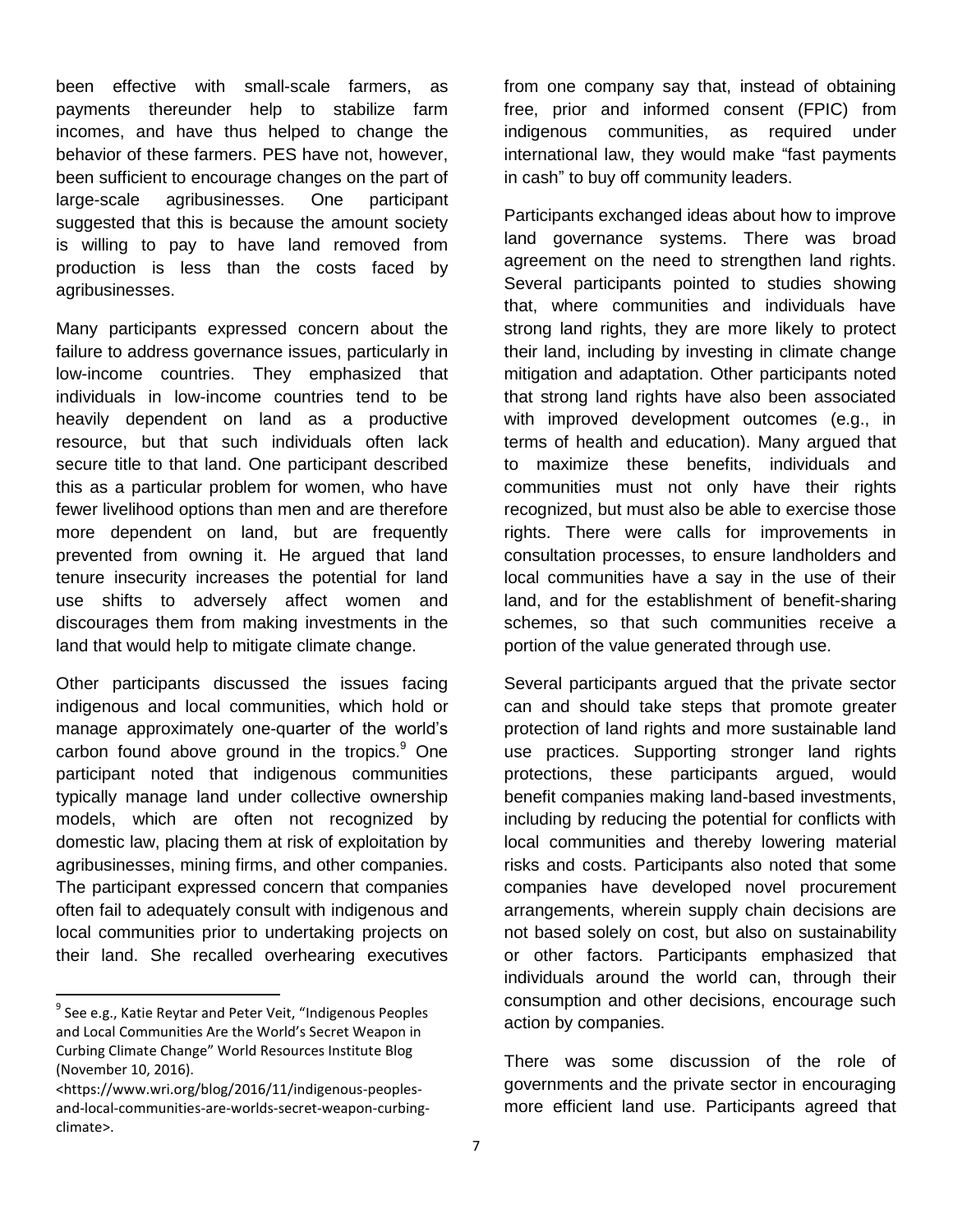been effective with small-scale farmers, as payments thereunder help to stabilize farm incomes, and have thus helped to change the behavior of these farmers. PES have not, however, been sufficient to encourage changes on the part of large-scale agribusinesses. One participant suggested that this is because the amount society is willing to pay to have land removed from production is less than the costs faced by agribusinesses.

Many participants expressed concern about the failure to address governance issues, particularly in low-income countries. They emphasized that individuals in low-income countries tend to be heavily dependent on land as a productive resource, but that such individuals often lack secure title to that land. One participant described this as a particular problem for women, who have fewer livelihood options than men and are therefore more dependent on land, but are frequently prevented from owning it. He argued that land tenure insecurity increases the potential for land use shifts to adversely affect women and discourages them from making investments in the land that would help to mitigate climate change.

Other participants discussed the issues facing indigenous and local communities, which hold or manage approximately one-quarter of the world's carbon found above ground in the tropics.[9] One participant noted that indigenous communities typically manage land under collective ownership models, which are often not recognized by domestic law, placing them at risk of exploitation by agribusinesses, mining firms, and other companies. The participant expressed concern that companies often fail to adequately consult with indigenous and local communities prior to undertaking projects on their land. She recalled overhearing executives from one company say that, instead of obtaining free, prior and informed consent (FPIC) from indigenous communities, as required under international law, they would make "fast payments in cash" to buy off community leaders.

Participants exchanged ideas about how to improve land governance systems. There was broad agreement on the need to strengthen land rights. Several participants pointed to studies showing that, where communities and individuals have strong land rights, they are more likely to protect their land, including by investing in climate change mitigation and adaptation. Other participants noted that strong land rights have also been associated with improved development outcomes (e.g., in terms of health and education). Many argued that to maximize these benefits, individuals and communities must not only have their rights recognized, but must also be able to exercise those rights. There were calls for improvements in consultation processes, to ensure landholders and local communities have a say in the use of their land, and for the establishment of benefit-sharing schemes, so that such communities receive a portion of the value generated through use.

Several participants argued that the private sector can and should take steps that promote greater protection of land rights and more sustainable land use practices. Supporting stronger land rights protections, these participants argued, would benefit companies making land-based investments, including by reducing the potential for conflicts with local communities and thereby lowering material risks and costs. Participants also noted that some companies have developed novel procurement arrangements, wherein supply chain decisions are not based solely on cost, but also on sustainability or other factors. Participants emphasized that individuals around the world can, through their consumption and other decisions, encourage such action by companies.

There was some discussion of the role of governments and the private sector in encouraging more efficient land use. Participants agreed that

---

[9] See e.g., Katie Reytar and Peter Veit, "Indigenous Peoples and Local Communities Are the World's Secret Weapon in Curbing Climate Change" World Resources Institute Blog (November 10, 2016). <https://www.wri.org/blog/2016/11/indigenous-peoples-and-local-communities-are-worlds-secret-weapon-curbing-climate>.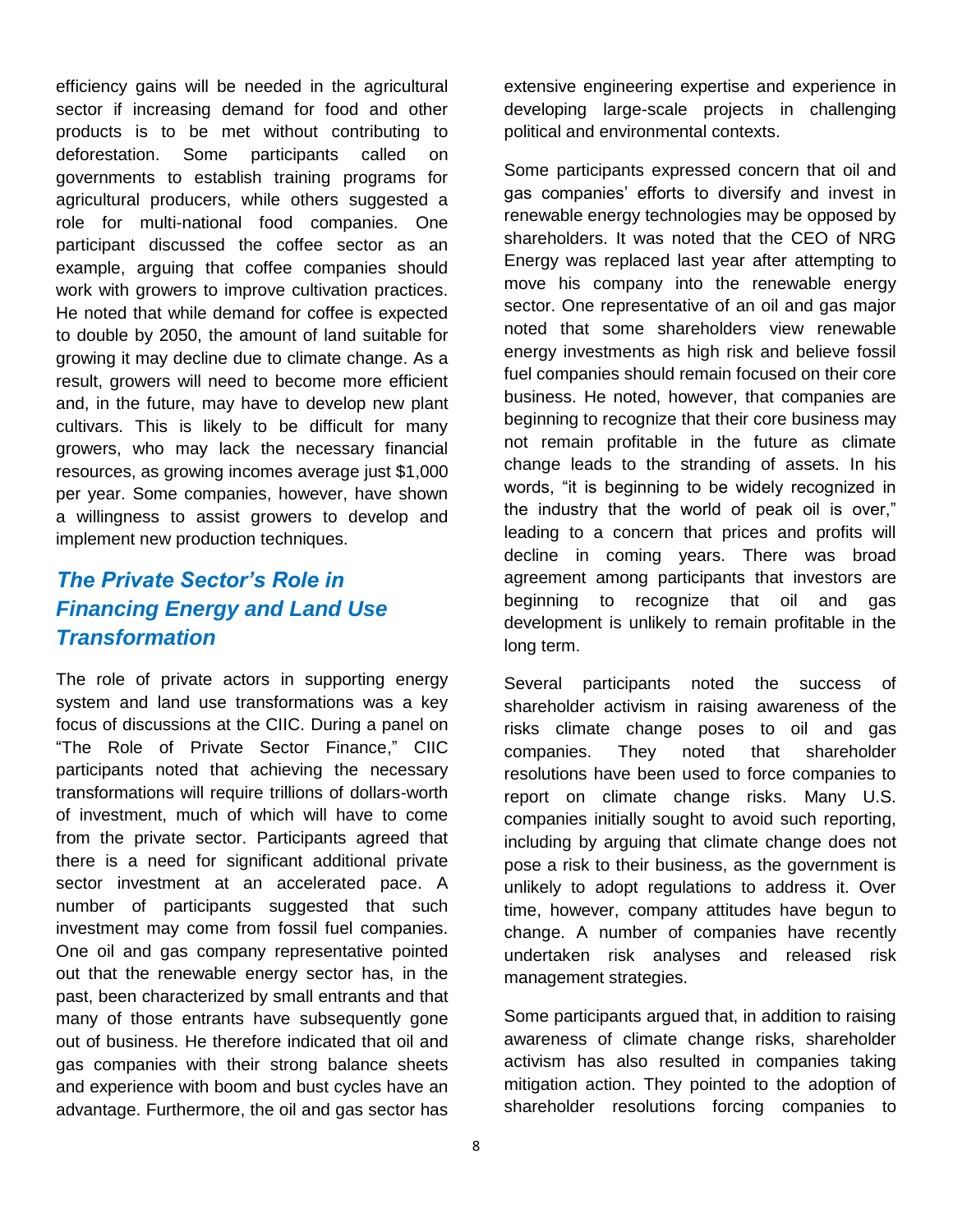efficiency gains will be needed in the agricultural sector if increasing demand for food and other products is to be met without contributing to deforestation. Some participants called on governments to establish training programs for agricultural producers, while others suggested a role for multi-national food companies. One participant discussed the coffee sector as an example, arguing that coffee companies should work with growers to improve cultivation practices. He noted that while demand for coffee is expected to double by 2050, the amount of land suitable for growing it may decline due to climate change. As a result, growers will need to become more efficient and, in the future, may have to develop new plant cultivars. This is likely to be difficult for many growers, who may lack the necessary financial resources, as growing incomes average just $1,000 per year. Some companies, however, have shown a willingness to assist growers to develop and implement new production techniques.

## *The Private Sector's Role in Financing Energy and Land Use Transformation*

The role of private actors in supporting energy system and land use transformations was a key focus of discussions at the CIIC. During a panel on "The Role of Private Sector Finance," CIIC participants noted that achieving the necessary transformations will require trillions of dollars-worth of investment, much of which will have to come from the private sector. Participants agreed that there is a need for significant additional private sector investment at an accelerated pace. A number of participants suggested that such investment may come from fossil fuel companies. One oil and gas company representative pointed out that the renewable energy sector has, in the past, been characterized by small entrants and that many of those entrants have subsequently gone out of business. He therefore indicated that oil and gas companies with their strong balance sheets and experience with boom and bust cycles have an advantage. Furthermore, the oil and gas sector has extensive engineering expertise and experience in developing large-scale projects in challenging political and environmental contexts.

Some participants expressed concern that oil and gas companies' efforts to diversify and invest in renewable energy technologies may be opposed by shareholders. It was noted that the CEO of NRG Energy was replaced last year after attempting to move his company into the renewable energy sector. One representative of an oil and gas major noted that some shareholders view renewable energy investments as high risk and believe fossil fuel companies should remain focused on their core business. He noted, however, that companies are beginning to recognize that their core business may not remain profitable in the future as climate change leads to the stranding of assets. In his words, "it is beginning to be widely recognized in the industry that the world of peak oil is over," leading to a concern that prices and profits will decline in coming years. There was broad agreement among participants that investors are beginning to recognize that oil and gas development is unlikely to remain profitable in the long term.

Several participants noted the success of shareholder activism in raising awareness of the risks climate change poses to oil and gas companies. They noted that shareholder resolutions have been used to force companies to report on climate change risks. Many U.S. companies initially sought to avoid such reporting, including by arguing that climate change does not pose a risk to their business, as the government is unlikely to adopt regulations to address it. Over time, however, company attitudes have begun to change. A number of companies have recently undertaken risk analyses and released risk management strategies.

Some participants argued that, in addition to raising awareness of climate change risks, shareholder activism has also resulted in companies taking mitigation action. They pointed to the adoption of shareholder resolutions forcing companies to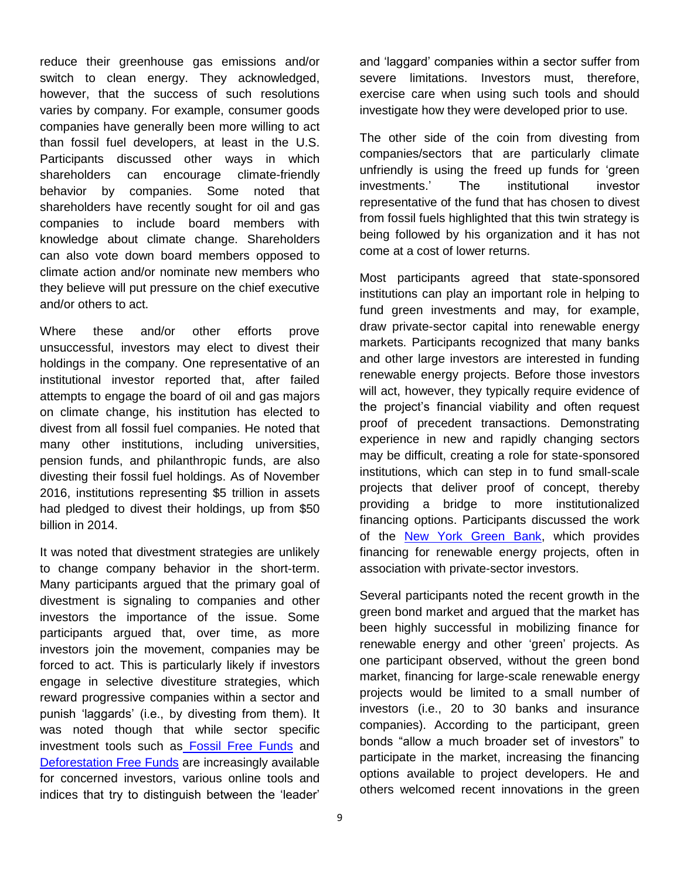reduce their greenhouse gas emissions and/or switch to clean energy. They acknowledged, however, that the success of such resolutions varies by company. For example, consumer goods companies have generally been more willing to act than fossil fuel developers, at least in the U.S. Participants discussed other ways in which shareholders can encourage climate-friendly behavior by companies. Some noted that shareholders have recently sought for oil and gas companies to include board members with knowledge about climate change. Shareholders can also vote down board members opposed to climate action and/or nominate new members who they believe will put pressure on the chief executive and/or others to act.

Where these and/or other efforts prove unsuccessful, investors may elect to divest their holdings in the company. One representative of an institutional investor reported that, after failed attempts to engage the board of oil and gas majors on climate change, his institution has elected to divest from all fossil fuel companies. He noted that many other institutions, including universities, pension funds, and philanthropic funds, are also divesting their fossil fuel holdings. As of November 2016, institutions representing $5 trillion in assets had pledged to divest their holdings, up from $50 billion in 2014.

It was noted that divestment strategies are unlikely to change company behavior in the short-term. Many participants argued that the primary goal of divestment is signaling to companies and other investors the importance of the issue. Some participants argued that, over time, as more investors join the movement, companies may be forced to act. This is particularly likely if investors engage in selective divestiture strategies, which reward progressive companies within a sector and punish 'laggards' (i.e., by divesting from them). It was noted though that while sector specific investment tools such as [Fossil Free Funds] and [Deforestation Free Funds] are increasingly available for concerned investors, various online tools and indices that try to distinguish between the 'leader' and 'laggard' companies within a sector suffer from severe limitations. Investors must, therefore, exercise care when using such tools and should investigate how they were developed prior to use.

The other side of the coin from divesting from companies/sectors that are particularly climate unfriendly is using the freed up funds for 'green investments.' The institutional investor representative of the fund that has chosen to divest from fossil fuels highlighted that this twin strategy is being followed by his organization and it has not come at a cost of lower returns.

Most participants agreed that state-sponsored institutions can play an important role in helping to fund green investments and may, for example, draw private-sector capital into renewable energy markets. Participants recognized that many banks and other large investors are interested in funding renewable energy projects. Before those investors will act, however, they typically require evidence of the project's financial viability and often request proof of precedent transactions. Demonstrating experience in new and rapidly changing sectors may be difficult, creating a role for state-sponsored institutions, which can step in to fund small-scale projects that deliver proof of concept, thereby providing a bridge to more institutionalized financing options. Participants discussed the work of the [New York Green Bank], which provides financing for renewable energy projects, often in association with private-sector investors.

Several participants noted the recent growth in the green bond market and argued that the market has been highly successful in mobilizing finance for renewable energy and other 'green' projects. As one participant observed, without the green bond market, financing for large-scale renewable energy projects would be limited to a small number of investors (i.e., 20 to 30 banks and insurance companies). According to the participant, green bonds "allow a much broader set of investors" to participate in the market, increasing the financing options available to project developers. He and others welcomed recent innovations in the green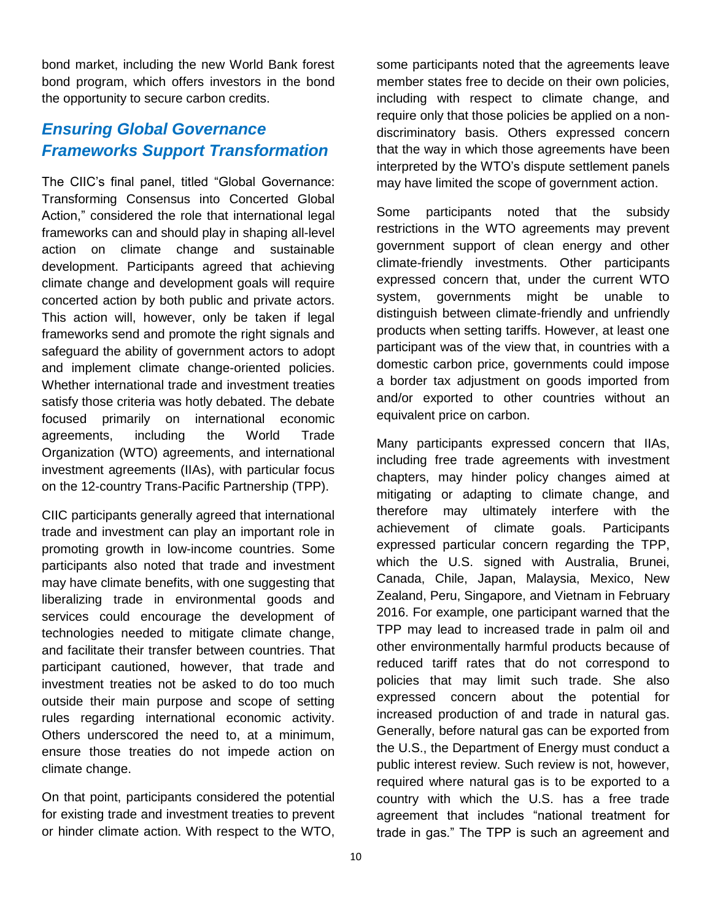bond market, including the new World Bank forest bond program, which offers investors in the bond the opportunity to secure carbon credits.

## *Ensuring Global Governance Frameworks Support Transformation*

The CIIC's final panel, titled "Global Governance: Transforming Consensus into Concerted Global Action," considered the role that international legal frameworks can and should play in shaping all-level action on climate change and sustainable development. Participants agreed that achieving climate change and development goals will require concerted action by both public and private actors. This action will, however, only be taken if legal frameworks send and promote the right signals and safeguard the ability of government actors to adopt and implement climate change-oriented policies. Whether international trade and investment treaties satisfy those criteria was hotly debated. The debate focused primarily on international economic agreements, including the World Trade Organization (WTO) agreements, and international investment agreements (IIAs), with particular focus on the 12-country Trans-Pacific Partnership (TPP).

CIIC participants generally agreed that international trade and investment can play an important role in promoting growth in low-income countries. Some participants also noted that trade and investment may have climate benefits, with one suggesting that liberalizing trade in environmental goods and services could encourage the development of technologies needed to mitigate climate change, and facilitate their transfer between countries. That participant cautioned, however, that trade and investment treaties not be asked to do too much outside their main purpose and scope of setting rules regarding international economic activity. Others underscored the need to, at a minimum, ensure those treaties do not impede action on climate change.

On that point, participants considered the potential for existing trade and investment treaties to prevent or hinder climate action. With respect to the WTO, some participants noted that the agreements leave member states free to decide on their own policies, including with respect to climate change, and require only that those policies be applied on a non-discriminatory basis. Others expressed concern that the way in which those agreements have been interpreted by the WTO's dispute settlement panels may have limited the scope of government action.

Some participants noted that the subsidy restrictions in the WTO agreements may prevent government support of clean energy and other climate-friendly investments. Other participants expressed concern that, under the current WTO system, governments might be unable to distinguish between climate-friendly and unfriendly products when setting tariffs. However, at least one participant was of the view that, in countries with a domestic carbon price, governments could impose a border tax adjustment on goods imported from and/or exported to other countries without an equivalent price on carbon.

Many participants expressed concern that IIAs, including free trade agreements with investment chapters, may hinder policy changes aimed at mitigating or adapting to climate change, and therefore may ultimately interfere with the achievement of climate goals. Participants expressed particular concern regarding the TPP, which the U.S. signed with Australia, Brunei, Canada, Chile, Japan, Malaysia, Mexico, New Zealand, Peru, Singapore, and Vietnam in February 2016. For example, one participant warned that the TPP may lead to increased trade in palm oil and other environmentally harmful products because of reduced tariff rates that do not correspond to policies that may limit such trade. She also expressed concern about the potential for increased production of and trade in natural gas. Generally, before natural gas can be exported from the U.S., the Department of Energy must conduct a public interest review. Such review is not, however, required where natural gas is to be exported to a country with which the U.S. has a free trade agreement that includes "national treatment for trade in gas." The TPP is such an agreement and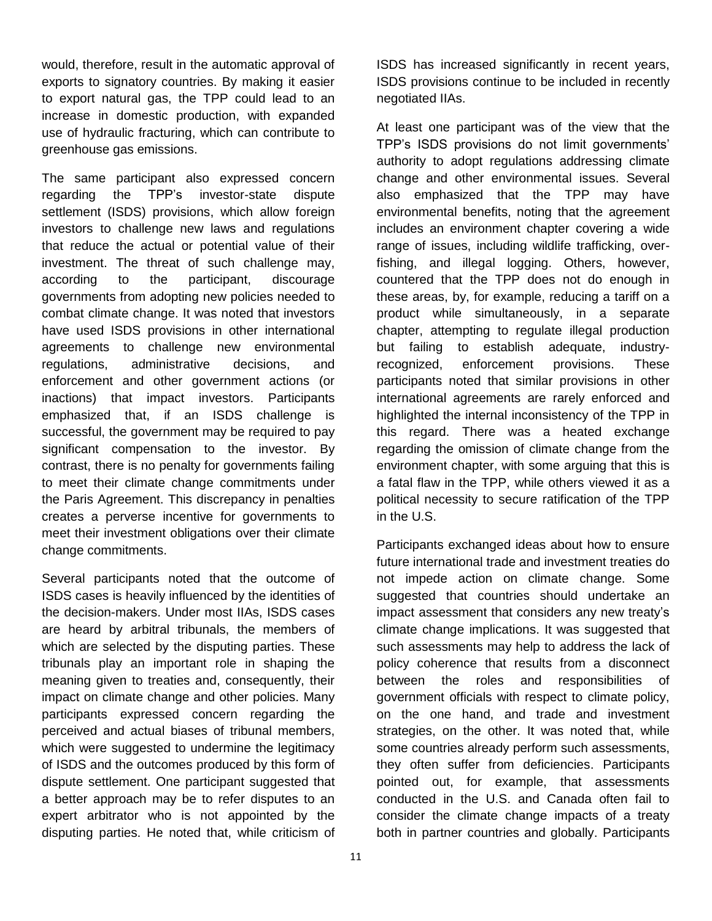would, therefore, result in the automatic approval of exports to signatory countries. By making it easier to export natural gas, the TPP could lead to an increase in domestic production, with expanded use of hydraulic fracturing, which can contribute to greenhouse gas emissions.

The same participant also expressed concern regarding the TPP's investor-state dispute settlement (ISDS) provisions, which allow foreign investors to challenge new laws and regulations that reduce the actual or potential value of their investment. The threat of such challenge may, according to the participant, discourage governments from adopting new policies needed to combat climate change. It was noted that investors have used ISDS provisions in other international agreements to challenge new environmental regulations, administrative decisions, and enforcement and other government actions (or inactions) that impact investors. Participants emphasized that, if an ISDS challenge is successful, the government may be required to pay significant compensation to the investor. By contrast, there is no penalty for governments failing to meet their climate change commitments under the Paris Agreement. This discrepancy in penalties creates a perverse incentive for governments to meet their investment obligations over their climate change commitments.

Several participants noted that the outcome of ISDS cases is heavily influenced by the identities of the decision-makers. Under most IIAs, ISDS cases are heard by arbitral tribunals, the members of which are selected by the disputing parties. These tribunals play an important role in shaping the meaning given to treaties and, consequently, their impact on climate change and other policies. Many participants expressed concern regarding the perceived and actual biases of tribunal members, which were suggested to undermine the legitimacy of ISDS and the outcomes produced by this form of dispute settlement. One participant suggested that a better approach may be to refer disputes to an expert arbitrator who is not appointed by the disputing parties. He noted that, while criticism of ISDS has increased significantly in recent years, ISDS provisions continue to be included in recently negotiated IIAs.

At least one participant was of the view that the TPP's ISDS provisions do not limit governments' authority to adopt regulations addressing climate change and other environmental issues. Several also emphasized that the TPP may have environmental benefits, noting that the agreement includes an environment chapter covering a wide range of issues, including wildlife trafficking, over-fishing, and illegal logging. Others, however, countered that the TPP does not do enough in these areas, by, for example, reducing a tariff on a product while simultaneously, in a separate chapter, attempting to regulate illegal production but failing to establish adequate, industry-recognized, enforcement provisions. These participants noted that similar provisions in other international agreements are rarely enforced and highlighted the internal inconsistency of the TPP in this regard. There was a heated exchange regarding the omission of climate change from the environment chapter, with some arguing that this is a fatal flaw in the TPP, while others viewed it as a political necessity to secure ratification of the TPP in the U.S.

Participants exchanged ideas about how to ensure future international trade and investment treaties do not impede action on climate change. Some suggested that countries should undertake an impact assessment that considers any new treaty's climate change implications. It was suggested that such assessments may help to address the lack of policy coherence that results from a disconnect between the roles and responsibilities of government officials with respect to climate policy, on the one hand, and trade and investment strategies, on the other. It was noted that, while some countries already perform such assessments, they often suffer from deficiencies. Participants pointed out, for example, that assessments conducted in the U.S. and Canada often fail to consider the climate change impacts of a treaty both in partner countries and globally. Participants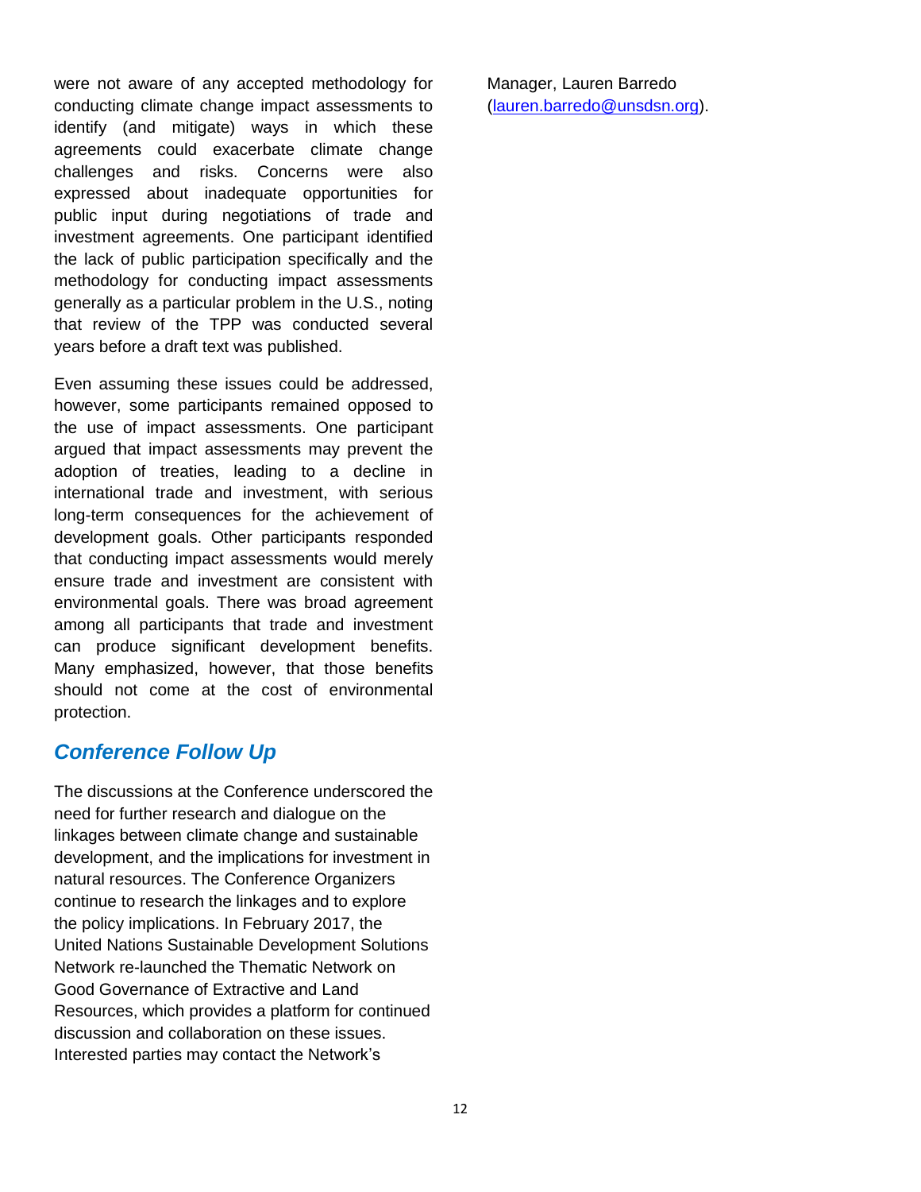were not aware of any accepted methodology for conducting climate change impact assessments to identify (and mitigate) ways in which these agreements could exacerbate climate change challenges and risks. Concerns were also expressed about inadequate opportunities for public input during negotiations of trade and investment agreements. One participant identified the lack of public participation specifically and the methodology for conducting impact assessments generally as a particular problem in the U.S., noting that review of the TPP was conducted several years before a draft text was published.

Even assuming these issues could be addressed, however, some participants remained opposed to the use of impact assessments. One participant argued that impact assessments may prevent the adoption of treaties, leading to a decline in international trade and investment, with serious long-term consequences for the achievement of development goals. Other participants responded that conducting impact assessments would merely ensure trade and investment are consistent with environmental goals. There was broad agreement among all participants that trade and investment can produce significant development benefits. Many emphasized, however, that those benefits should not come at the cost of environmental protection.

## *Conference Follow Up*

The discussions at the Conference underscored the need for further research and dialogue on the linkages between climate change and sustainable development, and the implications for investment in natural resources. The Conference Organizers continue to research the linkages and to explore the policy implications. In February 2017, the United Nations Sustainable Development Solutions Network re-launched the Thematic Network on Good Governance of Extractive and Land Resources, which provides a platform for continued discussion and collaboration on these issues. Interested parties may contact the Network's Manager, Lauren Barredo (lauren.barredo@unsdsn.org).